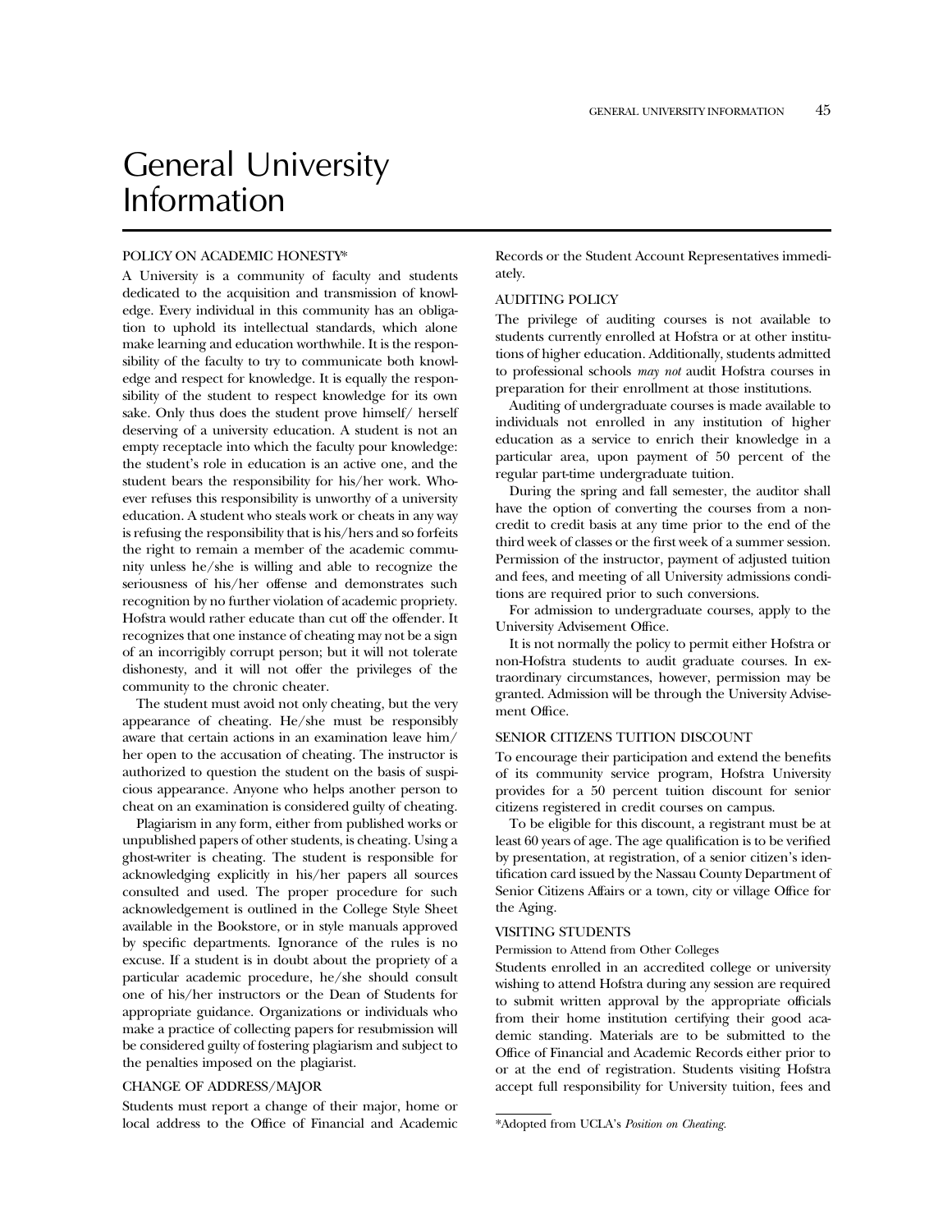# General University Information

## POLICY ON ACADEMIC HONESTY*

A University is a community of faculty and students dedicated to the acquisition and transmission of knowledge. Every individual in this community has an obligation to uphold its intellectual standards, which alone make learning and education worthwhile. It is the responsibility of the faculty to try to communicate both knowledge and respect for knowledge. It is equally the responsibility of the student to respect knowledge for its own sake. Only thus does the student prove himself/ herself deserving of a university education. A student is not an empty receptacle into which the faculty pour knowledge: the student's role in education is an active one, and the student bears the responsibility for his/her work. Whoever refuses this responsibility is unworthy of a university education. A student who steals work or cheats in any way is refusing the responsibility that is his/hers and so forfeits the right to remain a member of the academic community unless he/she is willing and able to recognize the seriousness of his/her offense and demonstrates such recognition by no further violation of academic propriety. Hofstra would rather educate than cut off the offender. It recognizes that one instance of cheating may not be a sign of an incorrigibly corrupt person; but it will not tolerate dishonesty, and it will not offer the privileges of the community to the chronic cheater.

The student must avoid not only cheating, but the very appearance of cheating. He/she must be responsibly aware that certain actions in an examination leave him/ her open to the accusation of cheating. The instructor is authorized to question the student on the basis of suspicious appearance. Anyone who helps another person to cheat on an examination is considered guilty of cheating.

Plagiarism in any form, either from published works or unpublished papers of other students, is cheating. Using a ghost-writer is cheating. The student is responsible for acknowledging explicitly in his/her papers all sources consulted and used. The proper procedure for such acknowledgement is outlined in the College Style Sheet available in the Bookstore, or in style manuals approved by specific departments. Ignorance of the rules is no excuse. If a student is in doubt about the propriety of a particular academic procedure, he/she should consult one of his/her instructors or the Dean of Students for appropriate guidance. Organizations or individuals who make a practice of collecting papers for resubmission will be considered guilty of fostering plagiarism and subject to the penalties imposed on the plagiarist.

## CHANGE OF ADDRESS/MAJOR

Students must report a change of their major, home or local address to the Office of Financial and Academic Records or the Student Account Representatives immediately.

## AUDITING POLICY

The privilege of auditing courses is not available to students currently enrolled at Hofstra or at other institutions of higher education. Additionally, students admitted to professional schools *may not* audit Hofstra courses in preparation for their enrollment at those institutions.

Auditing of undergraduate courses is made available to individuals not enrolled in any institution of higher education as a service to enrich their knowledge in a particular area, upon payment of 50 percent of the regular part-time undergraduate tuition.

During the spring and fall semester, the auditor shall have the option of converting the courses from a noncredit to credit basis at any time prior to the end of the third week of classes or the first week of a summer session. Permission of the instructor, payment of adjusted tuition and fees, and meeting of all University admissions conditions are required prior to such conversions.

For admission to undergraduate courses, apply to the University Advisement Office.

It is not normally the policy to permit either Hofstra or non-Hofstra students to audit graduate courses. In extraordinary circumstances, however, permission may be granted. Admission will be through the University Advisement Office.

## SENIOR CITIZENS TUITION DISCOUNT

To encourage their participation and extend the benefits of its community service program, Hofstra University provides for a 50 percent tuition discount for senior citizens registered in credit courses on campus.

To be eligible for this discount, a registrant must be at least 60 years of age. The age qualification is to be verified by presentation, at registration, of a senior citizen's identification card issued by the Nassau County Department of Senior Citizens Affairs or a town, city or village Office for the Aging.

## VISITING STUDENTS

### Permission to Attend from Other Colleges

Students enrolled in an accredited college or university wishing to attend Hofstra during any session are required to submit written approval by the appropriate officials from their home institution certifying their good academic standing. Materials are to be submitted to the Office of Financial and Academic Records either prior to or at the end of registration. Students visiting Hofstra accept full responsibility for University tuition, fees and

*Adopted from UCLA's *Position on Cheating.*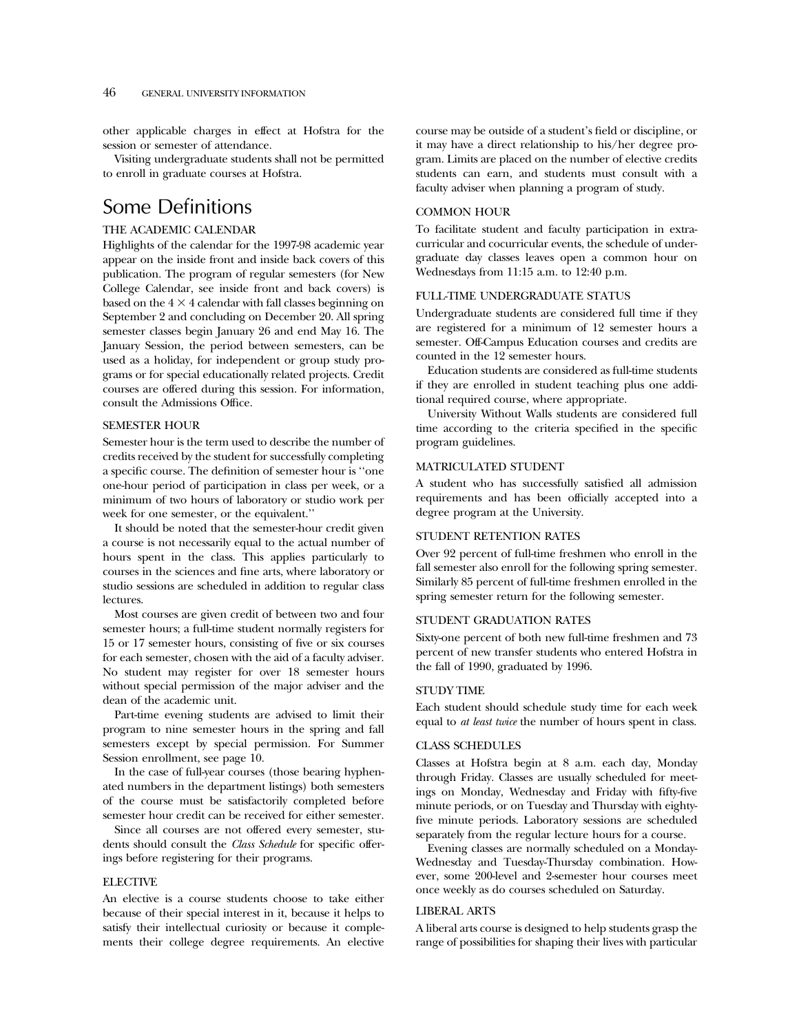other applicable charges in effect at Hofstra for the session or semester of attendance.

Visiting undergraduate students shall not be permitted to enroll in graduate courses at Hofstra.

## Some Definitions

### THE ACADEMIC CALENDAR

Highlights of the calendar for the 1997-98 academic year appear on the inside front and inside back covers of this publication. The program of regular semesters (for New College Calendar, see inside front and back covers) is based on the $4 \times 4$ calendar with fall classes beginning on September 2 and concluding on December 20. All spring semester classes begin January 26 and end May 16. The January Session, the period between semesters, can be used as a holiday, for independent or group study programs or for special educationally related projects. Credit courses are offered during this session. For information, consult the Admissions Office.

### SEMESTER HOUR

Semester hour is the term used to describe the number of credits received by the student for successfully completing a specific course. The definition of semester hour is ''one one-hour period of participation in class per week, or a minimum of two hours of laboratory or studio work per week for one semester, or the equivalent.''

It should be noted that the semester-hour credit given a course is not necessarily equal to the actual number of hours spent in the class. This applies particularly to courses in the sciences and fine arts, where laboratory or studio sessions are scheduled in addition to regular class lectures.

Most courses are given credit of between two and four semester hours; a full-time student normally registers for 15 or 17 semester hours, consisting of five or six courses for each semester, chosen with the aid of a faculty adviser. No student may register for over 18 semester hours without special permission of the major adviser and the dean of the academic unit.

Part-time evening students are advised to limit their program to nine semester hours in the spring and fall semesters except by special permission. For Summer Session enrollment, see page 10.

In the case of full-year courses (those bearing hyphenated numbers in the department listings) both semesters of the course must be satisfactorily completed before semester hour credit can be received for either semester.

Since all courses are not offered every semester, students should consult the *Class Schedule* for specific offerings before registering for their programs.

### ELECTIVE

An elective is a course students choose to take either because of their special interest in it, because it helps to satisfy their intellectual curiosity or because it complements their college degree requirements. An elective course may be outside of a student's field or discipline, or it may have a direct relationship to his/her degree program. Limits are placed on the number of elective credits students can earn, and students must consult with a faculty adviser when planning a program of study.

### COMMON HOUR

To facilitate student and faculty participation in extracurricular and cocurricular events, the schedule of undergraduate day classes leaves open a common hour on Wednesdays from 11:15 a.m. to 12:40 p.m.

### FULL-TIME UNDERGRADUATE STATUS

Undergraduate students are considered full time if they are registered for a minimum of 12 semester hours a semester. Off-Campus Education courses and credits are counted in the 12 semester hours.

Education students are considered as full-time students if they are enrolled in student teaching plus one additional required course, where appropriate.

University Without Walls students are considered full time according to the criteria specified in the specific program guidelines.

### MATRICULATED STUDENT

A student who has successfully satisfied all admission requirements and has been officially accepted into a degree program at the University.

### STUDENT RETENTION RATES

Over 92 percent of full-time freshmen who enroll in the fall semester also enroll for the following spring semester. Similarly 85 percent of full-time freshmen enrolled in the spring semester return for the following semester.

### STUDENT GRADUATION RATES

Sixty-one percent of both new full-time freshmen and 73 percent of new transfer students who entered Hofstra in the fall of 1990, graduated by 1996.

### STUDY TIME

Each student should schedule study time for each week equal to *at least twice* the number of hours spent in class.

### CLASS SCHEDULES

Classes at Hofstra begin at 8 a.m. each day, Monday through Friday. Classes are usually scheduled for meetings on Monday, Wednesday and Friday with fifty-five minute periods, or on Tuesday and Thursday with eighty-five minute periods. Laboratory sessions are scheduled separately from the regular lecture hours for a course.

Evening classes are normally scheduled on a Monday-Wednesday and Tuesday-Thursday combination. However, some 200-level and 2-semester hour courses meet once weekly as do courses scheduled on Saturday.

### LIBERAL ARTS

A liberal arts course is designed to help students grasp the range of possibilities for shaping their lives with particular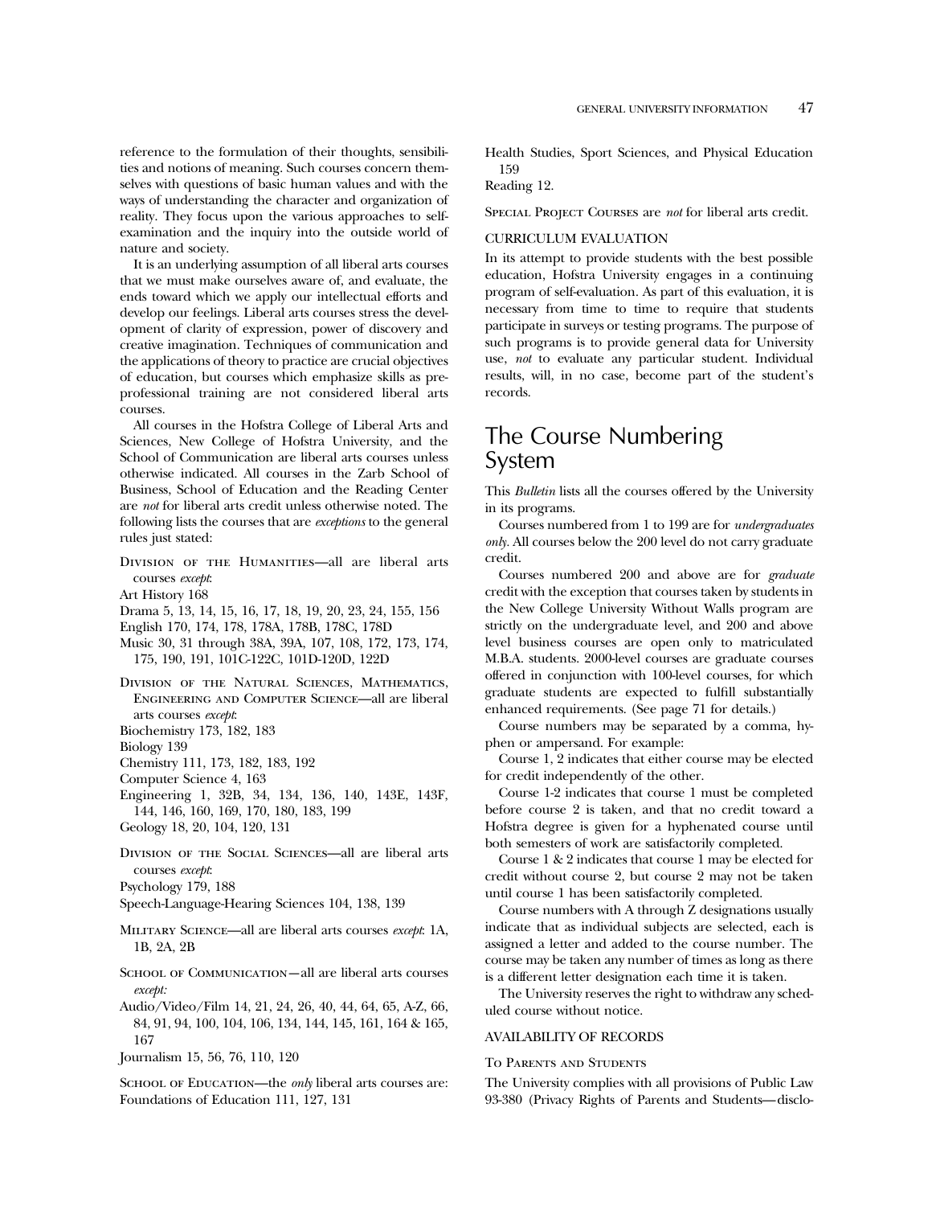reference to the formulation of their thoughts, sensibilities and notions of meaning. Such courses concern themselves with questions of basic human values and with the ways of understanding the character and organization of reality. They focus upon the various approaches to self-examination and the inquiry into the outside world of nature and society.

It is an underlying assumption of all liberal arts courses that we must make ourselves aware of, and evaluate, the ends toward which we apply our intellectual efforts and develop our feelings. Liberal arts courses stress the development of clarity of expression, power of discovery and creative imagination. Techniques of communication and the applications of theory to practice are crucial objectives of education, but courses which emphasize skills as pre-professional training are not considered liberal arts courses.

All courses in the Hofstra College of Liberal Arts and Sciences, New College of Hofstra University, and the School of Communication are liberal arts courses unless otherwise indicated. All courses in the Zarb School of Business, School of Education and the Reading Center are *not* for liberal arts credit unless otherwise noted. The following lists the courses that are *exceptions* to the general rules just stated:

Division of the Humanities—all are liberal arts courses *except*:

Art History 168

Drama 5, 13, 14, 15, 16, 17, 18, 19, 20, 23, 24, 155, 156

English 170, 174, 178, 178A, 178B, 178C, 178D

Music 30, 31 through 38A, 39A, 107, 108, 172, 173, 174, 175, 190, 191, 101C-122C, 101D-120D, 122D

Division of the Natural Sciences, Mathematics, Engineering and Computer Science—all are liberal arts courses *except*:

Biochemistry 173, 182, 183

Biology 139

Chemistry 111, 173, 182, 183, 192

Computer Science 4, 163

Engineering 1, 32B, 34, 134, 136, 140, 143E, 143F, 144, 146, 160, 169, 170, 180, 183, 199

Geology 18, 20, 104, 120, 131

Division of the Social Sciences—all are liberal arts courses *except*:

Psychology 179, 188

Speech-Language-Hearing Sciences 104, 138, 139

Military Science—all are liberal arts courses *except*: 1A, 1B, 2A, 2B

School of Communication—all are liberal arts courses *except:*

Audio/Video/Film 14, 21, 24, 26, 40, 44, 64, 65, A-Z, 66, 84, 91, 94, 100, 104, 106, 134, 144, 145, 161, 164 & 165, 167

Journalism 15, 56, 76, 110, 120

School of Education—the *only* liberal arts courses are: Foundations of Education 111, 127, 131

Health Studies, Sport Sciences, and Physical Education 159

Reading 12.

Special Project Courses are *not* for liberal arts credit.

CURRICULUM EVALUATION

In its attempt to provide students with the best possible education, Hofstra University engages in a continuing program of self-evaluation. As part of this evaluation, it is necessary from time to time to require that students participate in surveys or testing programs. The purpose of such programs is to provide general data for University use, *not* to evaluate any particular student. Individual results, will, in no case, become part of the student's records.

# The Course Numbering System

This *Bulletin* lists all the courses offered by the University in its programs.

Courses numbered from 1 to 199 are for *undergraduates only*. All courses below the 200 level do not carry graduate credit.

Courses numbered 200 and above are for *graduate* credit with the exception that courses taken by students in the New College University Without Walls program are strictly on the undergraduate level, and 200 and above level business courses are open only to matriculated M.B.A. students. 2000-level courses are graduate courses offered in conjunction with 100-level courses, for which graduate students are expected to fulfill substantially enhanced requirements. (See page 71 for details.)

Course numbers may be separated by a comma, hyphen or ampersand. For example:

Course 1, 2 indicates that either course may be elected for credit independently of the other.

Course 1-2 indicates that course 1 must be completed before course 2 is taken, and that no credit toward a Hofstra degree is given for a hyphenated course until both semesters of work are satisfactorily completed.

Course 1 & 2 indicates that course 1 may be elected for credit without course 2, but course 2 may not be taken until course 1 has been satisfactorily completed.

Course numbers with A through Z designations usually indicate that as individual subjects are selected, each is assigned a letter and added to the course number. The course may be taken any number of times as long as there is a different letter designation each time it is taken.

The University reserves the right to withdraw any scheduled course without notice.

AVAILABILITY OF RECORDS

To Parents and Students

The University complies with all provisions of Public Law 93-380 (Privacy Rights of Parents and Students—disclo-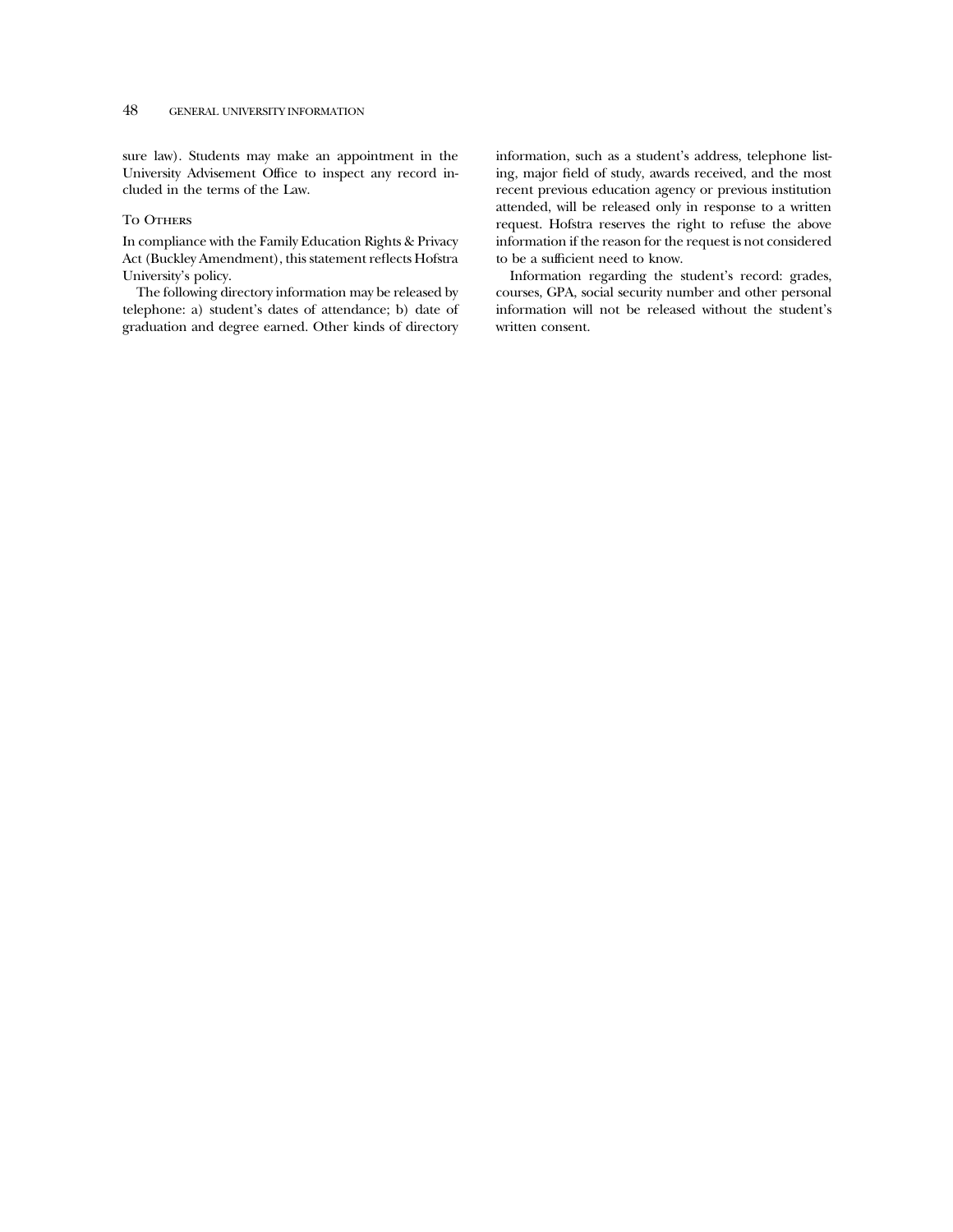sure law). Students may make an appointment in the University Advisement Office to inspect any record included in the terms of the Law.

### To Others

In compliance with the Family Education Rights & Privacy Act (Buckley Amendment), this statement reflects Hofstra University's policy.

The following directory information may be released by telephone: a) student's dates of attendance; b) date of graduation and degree earned. Other kinds of directory information, such as a student's address, telephone listing, major field of study, awards received, and the most recent previous education agency or previous institution attended, will be released only in response to a written request. Hofstra reserves the right to refuse the above information if the reason for the request is not considered to be a sufficient need to know.

Information regarding the student's record: grades, courses, GPA, social security number and other personal information will not be released without the student's written consent.